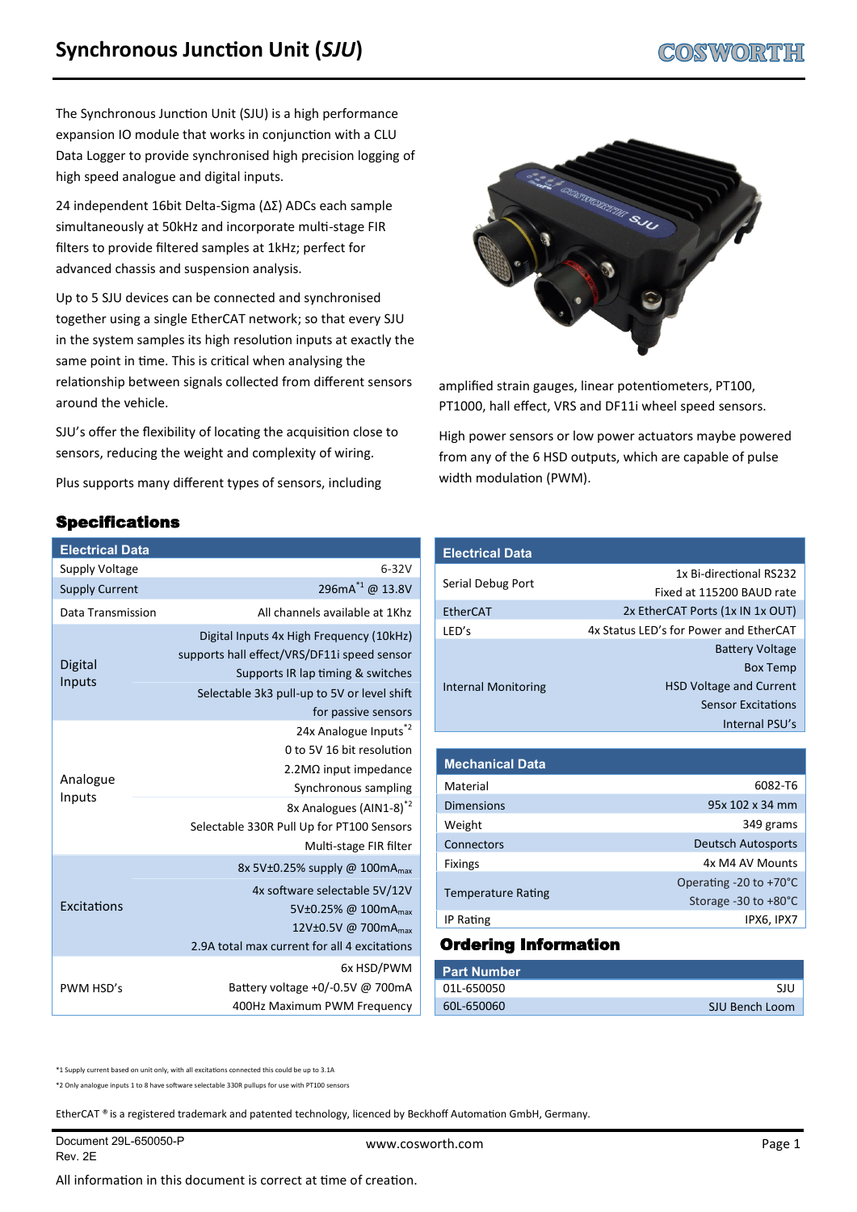# Synchronous Junction Unit (*SJU*)

The Synchronous Junction Unit (SJU) is a high performance expansion IO module that works in conjunction with a CLU Data Logger to provide synchronised high precision logging of high speed analogue and digital inputs.

24 independent 16bit Delta-Sigma (ΔΣ) ADCs each sample simultaneously at 50kHz and incorporate multi-stage FIR filters to provide filtered samples at 1kHz; perfect for advanced chassis and suspension analysis.

Up to 5 SJU devices can be connected and synchronised together using a single EtherCAT network; so that every SJU in the system samples its high resolution inputs at exactly the same point in time. This is critical when analysing the relationship between signals collected from different sensors around the vehicle.

SJU's offer the flexibility of locating the acquisition close to sensors, reducing the weight and complexity of wiring.

Plus supports many different types of sensors, including amplified strain gauges, linear potentiometers, PT100, PT1000, hall effect, VRS and DF11i wheel speed sensors.

High power sensors or low power actuators maybe powered from any of the 6 HSD outputs, which are capable of pulse width modulation (PWM).

## Specifications

| Electrical Data | |
|---|---|
| Supply Voltage | 6-32V |
| Supply Current | 296mA[*1] @ 13.8V |
| Data Transmission | All channels available at 1Khz |
| Digital Inputs | Digital Inputs 4x High Frequency (10kHz)<br>supports hall effect/VRS/DF11i speed sensor<br>Supports IR lap timing & switches<br>Selectable 3k3 pull-up to 5V or level shift for passive sensors |
| Analogue Inputs | 24x Analogue Inputs[*2]<br>0 to 5V 16 bit resolution<br>2.2MΩ input impedance<br>Synchronous sampling<br>8x Analogues (AIN1-8)[*2]<br>Selectable 330R Pull Up for PT100 Sensors<br>Multi-stage FIR filter |
| Excitations | 8x 5V±0.25% supply @ $100mA_{max}$<br>4x software selectable 5V/12V<br>5V±0.25% @ $100mA_{max}$<br>12V±0.5V @ $700mA_{max}$<br>2.9A total max current for all 4 excitations |
| PWM HSD's | 6x HSD/PWM<br>Battery voltage +0/-0.5V @ 700mA<br>400Hz Maximum PWM Frequency |

| Electrical Data | |
|---|---|
| Serial Debug Port | 1x Bi-directional RS232<br>Fixed at 115200 BAUD rate |
| EtherCAT | 2x EtherCAT Ports (1x IN 1x OUT) |
| LED's | 4x Status LED's for Power and EtherCAT |
| Internal Monitoring | Battery Voltage<br>Box Temp<br>HSD Voltage and Current<br>Sensor Excitations<br>Internal PSU's |

| Mechanical Data | |
|---|---|
| Material | 6082-T6 |
| Dimensions | 95x 102 x 34 mm |
| Weight | 349 grams |
| Connectors | Deutsch Autosports |
| Fixings | 4x M4 AV Mounts |
| Temperature Rating | Operating -20 to +70°C<br>Storage -30 to +80°C |
| IP Rating | IPX6, IPX7 |

## Ordering Information

| Part Number | |
|---|---|
| 01L-650050 | SJU |
| 60L-650060 | SJU Bench Loom |

*1 Supply current based on unit only, with all excitations connected this could be up to 3.1A

*2 Only analogue inputs 1 to 8 have software selectable 330R pullups for use with PT100 sensors

EtherCAT ® is a registered trademark and patented technology, licenced by Beckhoff Automation GmbH, Germany.

Document 29L-650050-P
Rev. 2E

www.cosworth.com

All information in this document is correct at time of creation.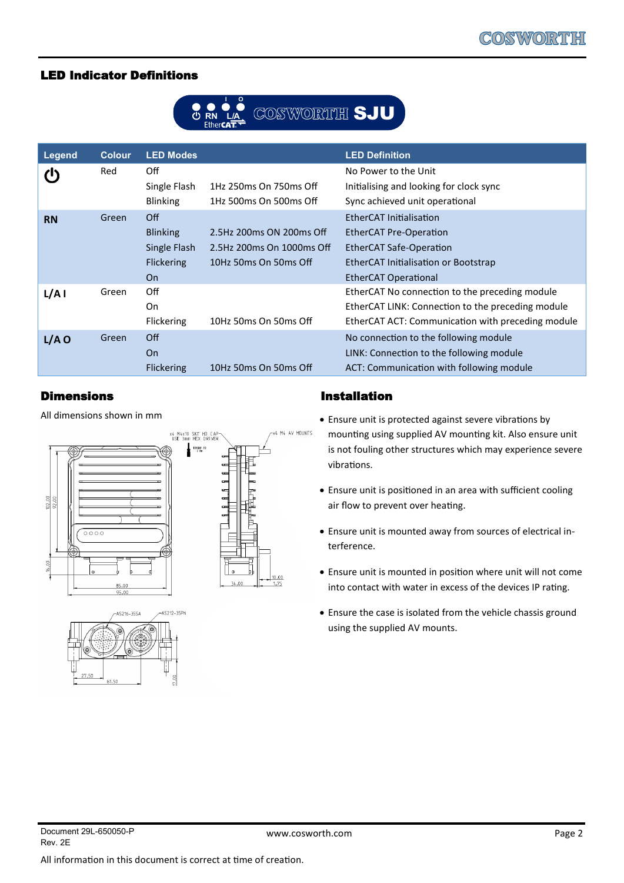## LED Indicator Definitions

| Legend | Colour | LED Modes | | LED Definition |
|---|---|---|---|---|
| ⏻ | Red | Off | | No Power to the Unit |
| | | Single Flash | 1Hz 250ms On 750ms Off | Initialising and looking for clock sync |
| | | Blinking | 1Hz 500ms On 500ms Off | Sync achieved unit operational |
| **RN** | Green | Off | | EtherCAT Initialisation |
| | | Blinking | 2.5Hz 200ms ON 200ms Off | EtherCAT Pre-Operation |
| | | Single Flash | 2.5Hz 200ms On 1000ms Off | EtherCAT Safe-Operation |
| | | Flickering | 10Hz 50ms On 50ms Off | EtherCAT Initialisation or Bootstrap |
| | | On | | EtherCAT Operational |
| **L/A I** | Green | Off | | EtherCAT No connection to the preceding module |
| | | On | | EtherCAT LINK: Connection to the preceding module |
| | | Flickering | 10Hz 50ms On 50ms Off | EtherCAT ACT: Communication with preceding module |
| **L/A O** | Green | Off | | No connection to the following module |
| | | On | | LINK: Connection to the following module |
| | | Flickering | 10Hz 50ms On 50ms Off | ACT: Communication with following module |

## Dimensions

All dimensions shown in mm

## Installation

- Ensure unit is protected against severe vibrations by mounting using supplied AV mounting kit. Also ensure unit is not fouling other structures which may experience severe vibrations.
- Ensure unit is positioned in an area with sufficient cooling air flow to prevent over heating.
- Ensure unit is mounted away from sources of electrical interference.
- Ensure unit is mounted in position where unit will not come into contact with water in excess of the devices IP rating.
- Ensure the case is isolated from the vehicle chassis ground using the supplied AV mounts.

Document 29L-650050-P
Rev. 2E

www.cosworth.com

All information in this document is correct at time of creation.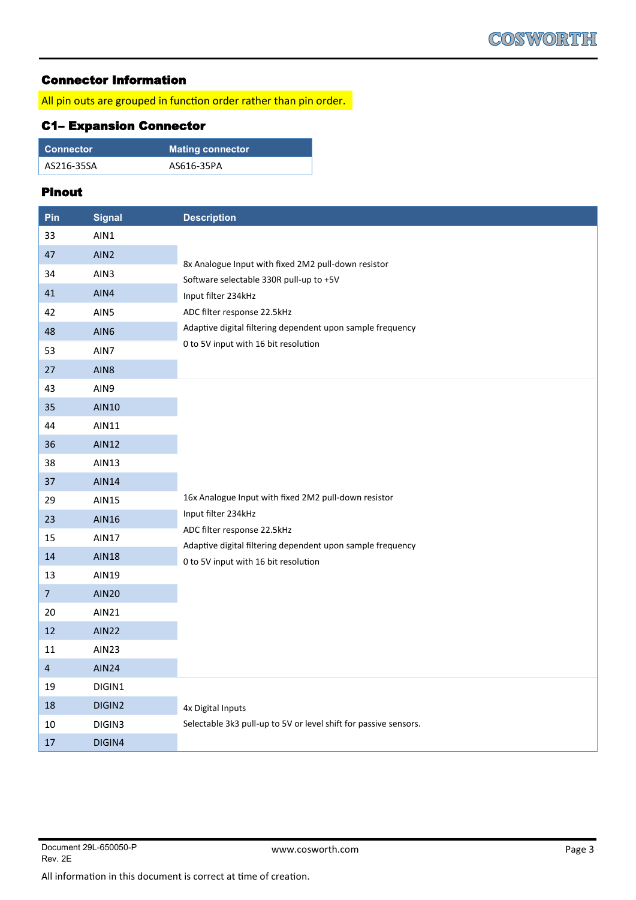## Connector Information

All pin outs are grouped in function order rather than pin order.

## C1– Expansion Connector

| Connector | Mating connector |
|---|---|
| AS216-35SA | AS616-35PA |

### Pinout

| Pin | Signal | Description |
|---|---|---|
| 33 | AIN1 | 8x Analogue Input with fixed 2M2 pull-down resistor<br>Software selectable 330R pull-up to +5V<br>Input filter 234kHz<br>ADC filter response 22.5kHz<br>Adaptive digital filtering dependent upon sample frequency<br>0 to 5V input with 16 bit resolution |
| 47 | AIN2 | |
| 34 | AIN3 | |
| 41 | AIN4 | |
| 42 | AIN5 | |
| 48 | AIN6 | |
| 53 | AIN7 | |
| 27 | AIN8 | |
| 43 | AIN9 | 16x Analogue Input with fixed 2M2 pull-down resistor<br>Input filter 234kHz<br>ADC filter response 22.5kHz<br>Adaptive digital filtering dependent upon sample frequency<br>0 to 5V input with 16 bit resolution |
| 35 | AIN10 | |
| 44 | AIN11 | |
| 36 | AIN12 | |
| 38 | AIN13 | |
| 37 | AIN14 | |
| 29 | AIN15 | |
| 23 | AIN16 | |
| 15 | AIN17 | |
| 14 | AIN18 | |
| 13 | AIN19 | |
| 7 | AIN20 | |
| 20 | AIN21 | |
| 12 | AIN22 | |
| 11 | AIN23 | |
| 4 | AIN24 | |
| 19 | DIGIN1 | 4x Digital Inputs<br>Selectable 3k3 pull-up to 5V or level shift for passive sensors. |
| 18 | DIGIN2 | |
| 10 | DIGIN3 | |
| 17 | DIGIN4 | |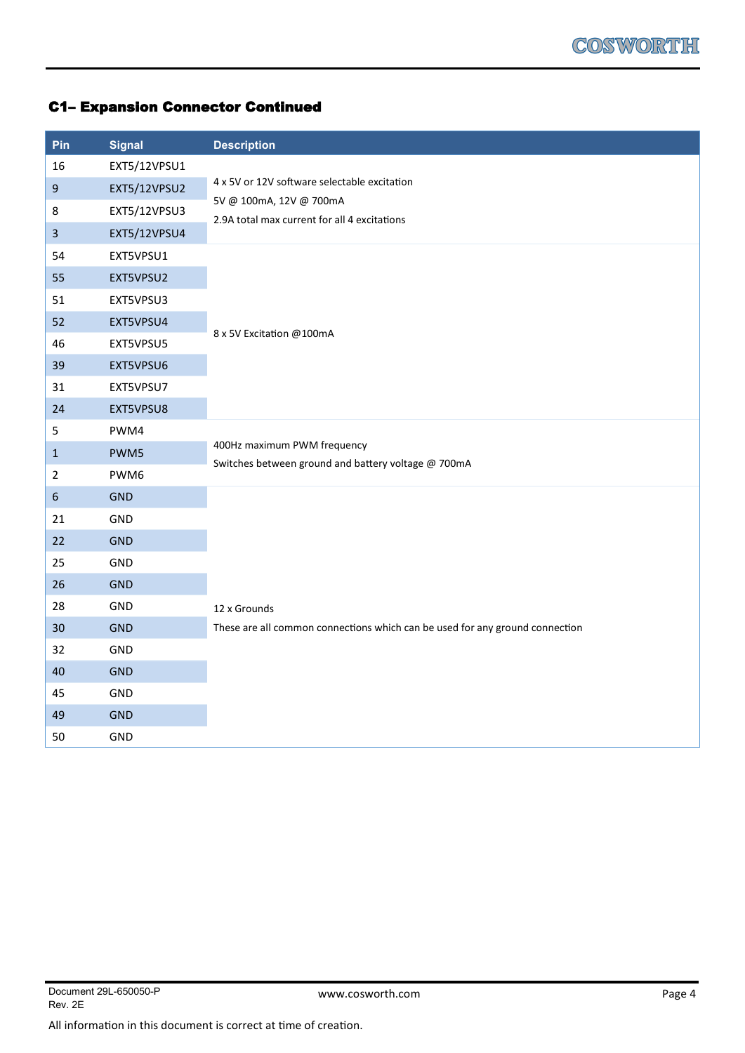## C1– Expansion Connector Continued

| Pin | Signal | Description |
|---|---|---|
| 16 | EXT5/12VPSU1 | 4 x 5V or 12V software selectable excitation<br>5V @ 100mA, 12V @ 700mA<br>2.9A total max current for all 4 excitations |
| 9 | EXT5/12VPSU2 | |
| 8 | EXT5/12VPSU3 | |
| 3 | EXT5/12VPSU4 | |
| 54 | EXT5VPSU1 | 8 x 5V Excitation @100mA |
| 55 | EXT5VPSU2 | |
| 51 | EXT5VPSU3 | |
| 52 | EXT5VPSU4 | |
| 46 | EXT5VPSU5 | |
| 39 | EXT5VPSU6 | |
| 31 | EXT5VPSU7 | |
| 24 | EXT5VPSU8 | |
| 5 | PWM4 | 400Hz maximum PWM frequency<br>Switches between ground and battery voltage @ 700mA |
| 1 | PWM5 | |
| 2 | PWM6 | |
| 6 | GND | 12 x Grounds<br>These are all common connections which can be used for any ground connection |
| 21 | GND | |
| 22 | GND | |
| 25 | GND | |
| 26 | GND | |
| 28 | GND | |
| 30 | GND | |
| 32 | GND | |
| 40 | GND | |
| 45 | GND | |
| 49 | GND | |
| 50 | GND | |

Document 29L-650050-P
Rev. 2E

www.cosworth.com

All information in this document is correct at time of creation.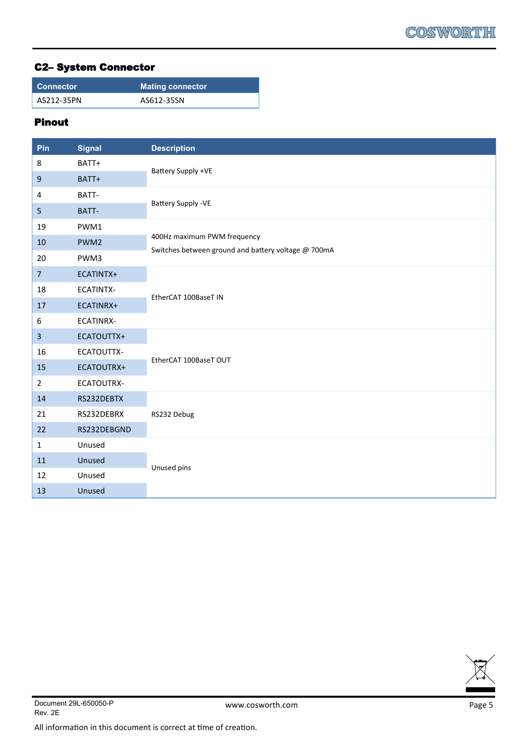## C2– System Connector

| Connector | Mating connector |
| --- | --- |
| AS212-35PN | AS612-35SN |

### Pinout

| Pin | Signal | Description |
| --- | --- | --- |
| 8 | BATT+ | Battery Supply +VE |
| 9 | BATT+ | |
| 4 | BATT- | Battery Supply -VE |
| 5 | BATT- | |
| 19 | PWM1 | 400Hz maximum PWM frequency<br>Switches between ground and battery voltage @ 700mA |
| 10 | PWM2 | |
| 20 | PWM3 | |
| 7 | ECATINTX+ | EtherCAT 100BaseT IN |
| 18 | ECATINTX- | |
| 17 | ECATINRX+ | |
| 6 | ECATINRX- | |
| 3 | ECATOUTTX+ | EtherCAT 100BaseT OUT |
| 16 | ECATOUTTX- | |
| 15 | ECATOUTRX+ | |
| 2 | ECATOUTRX- | |
| 14 | RS232DEBTX | RS232 Debug |
| 21 | RS232DEBRX | |
| 22 | RS232DEBGND | |
| 1 | Unused | Unused pins |
| 11 | Unused | |
| 12 | Unused | |
| 13 | Unused | |

Document 29L-650050-P
Rev. 2E

All information in this document is correct at time of creation.